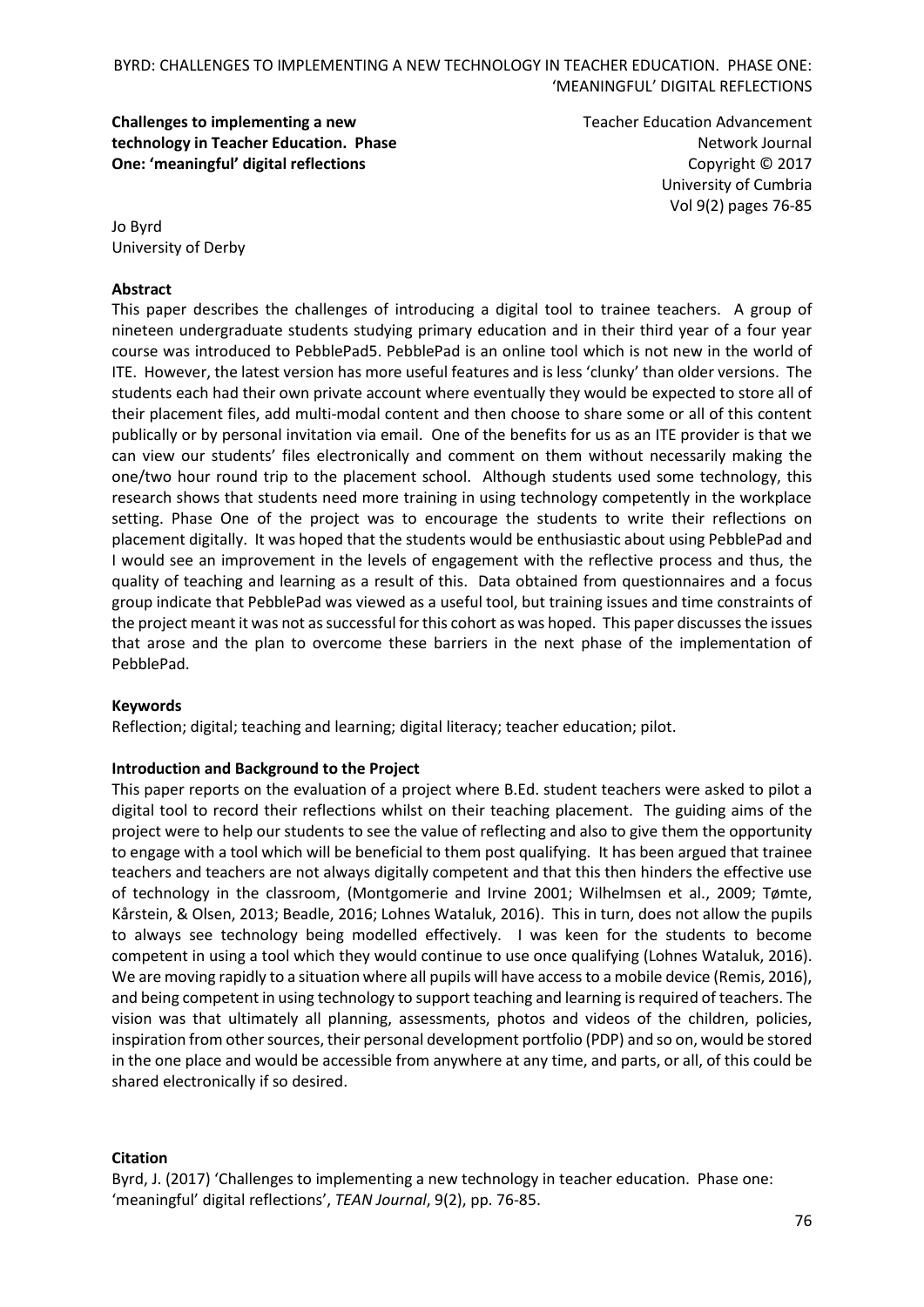**Challenges to implementing a new technology in Teacher Education. Phase One: 'meaningful' digital reflections**

Teacher Education Advancement Network Journal
Copyright © 2017
University of Cumbria
Vol 9(2) pages 76-85

Jo Byrd
University of Derby

**Abstract**

This paper describes the challenges of introducing a digital tool to trainee teachers. A group of nineteen undergraduate students studying primary education and in their third year of a four year course was introduced to PebblePad5. PebblePad is an online tool which is not new in the world of ITE. However, the latest version has more useful features and is less 'clunky' than older versions. The students each had their own private account where eventually they would be expected to store all of their placement files, add multi-modal content and then choose to share some or all of this content publically or by personal invitation via email. One of the benefits for us as an ITE provider is that we can view our students' files electronically and comment on them without necessarily making the one/two hour round trip to the placement school. Although students used some technology, this research shows that students need more training in using technology competently in the workplace setting. Phase One of the project was to encourage the students to write their reflections on placement digitally. It was hoped that the students would be enthusiastic about using PebblePad and I would see an improvement in the levels of engagement with the reflective process and thus, the quality of teaching and learning as a result of this. Data obtained from questionnaires and a focus group indicate that PebblePad was viewed as a useful tool, but training issues and time constraints of the project meant it was not as successful for this cohort as was hoped. This paper discusses the issues that arose and the plan to overcome these barriers in the next phase of the implementation of PebblePad.

**Keywords**

Reflection; digital; teaching and learning; digital literacy; teacher education; pilot.

**Introduction and Background to the Project**

This paper reports on the evaluation of a project where B.Ed. student teachers were asked to pilot a digital tool to record their reflections whilst on their teaching placement. The guiding aims of the project were to help our students to see the value of reflecting and also to give them the opportunity to engage with a tool which will be beneficial to them post qualifying. It has been argued that trainee teachers and teachers are not always digitally competent and that this then hinders the effective use of technology in the classroom, (Montgomerie and Irvine 2001; Wilhelmsen et al., 2009; Tømte, Kårstein, & Olsen, 2013; Beadle, 2016; Lohnes Wataluk, 2016). This in turn, does not allow the pupils to always see technology being modelled effectively. I was keen for the students to become competent in using a tool which they would continue to use once qualifying (Lohnes Wataluk, 2016). We are moving rapidly to a situation where all pupils will have access to a mobile device (Remis, 2016), and being competent in using technology to support teaching and learning is required of teachers. The vision was that ultimately all planning, assessments, photos and videos of the children, policies, inspiration from other sources, their personal development portfolio (PDP) and so on, would be stored in the one place and would be accessible from anywhere at any time, and parts, or all, of this could be shared electronically if so desired.

**Citation**

Byrd, J. (2017) 'Challenges to implementing a new technology in teacher education. Phase one: 'meaningful' digital reflections', *TEAN Journal*, 9(2), pp. 76-85.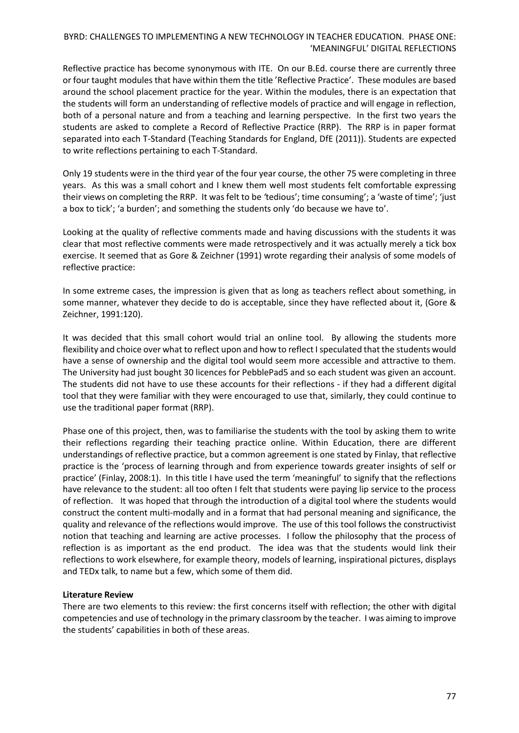Reflective practice has become synonymous with ITE. On our B.Ed. course there are currently three or four taught modules that have within them the title 'Reflective Practice'. These modules are based around the school placement practice for the year. Within the modules, there is an expectation that the students will form an understanding of reflective models of practice and will engage in reflection, both of a personal nature and from a teaching and learning perspective. In the first two years the students are asked to complete a Record of Reflective Practice (RRP). The RRP is in paper format separated into each T-Standard (Teaching Standards for England, DfE (2011)). Students are expected to write reflections pertaining to each T-Standard.

Only 19 students were in the third year of the four year course, the other 75 were completing in three years. As this was a small cohort and I knew them well most students felt comfortable expressing their views on completing the RRP. It was felt to be 'tedious'; time consuming'; a 'waste of time'; 'just a box to tick'; 'a burden'; and something the students only 'do because we have to'.

Looking at the quality of reflective comments made and having discussions with the students it was clear that most reflective comments were made retrospectively and it was actually merely a tick box exercise. It seemed that as Gore & Zeichner (1991) wrote regarding their analysis of some models of reflective practice:

In some extreme cases, the impression is given that as long as teachers reflect about something, in some manner, whatever they decide to do is acceptable, since they have reflected about it, (Gore & Zeichner, 1991:120).

It was decided that this small cohort would trial an online tool. By allowing the students more flexibility and choice over what to reflect upon and how to reflect I speculated that the students would have a sense of ownership and the digital tool would seem more accessible and attractive to them. The University had just bought 30 licences for PebblePad5 and so each student was given an account. The students did not have to use these accounts for their reflections - if they had a different digital tool that they were familiar with they were encouraged to use that, similarly, they could continue to use the traditional paper format (RRP).

Phase one of this project, then, was to familiarise the students with the tool by asking them to write their reflections regarding their teaching practice online. Within Education, there are different understandings of reflective practice, but a common agreement is one stated by Finlay, that reflective practice is the 'process of learning through and from experience towards greater insights of self or practice' (Finlay, 2008:1). In this title I have used the term 'meaningful' to signify that the reflections have relevance to the student: all too often I felt that students were paying lip service to the process of reflection. It was hoped that through the introduction of a digital tool where the students would construct the content multi-modally and in a format that had personal meaning and significance, the quality and relevance of the reflections would improve. The use of this tool follows the constructivist notion that teaching and learning are active processes. I follow the philosophy that the process of reflection is as important as the end product. The idea was that the students would link their reflections to work elsewhere, for example theory, models of learning, inspirational pictures, displays and TEDx talk, to name but a few, which some of them did.

**Literature Review**

There are two elements to this review: the first concerns itself with reflection; the other with digital competencies and use of technology in the primary classroom by the teacher. I was aiming to improve the students' capabilities in both of these areas.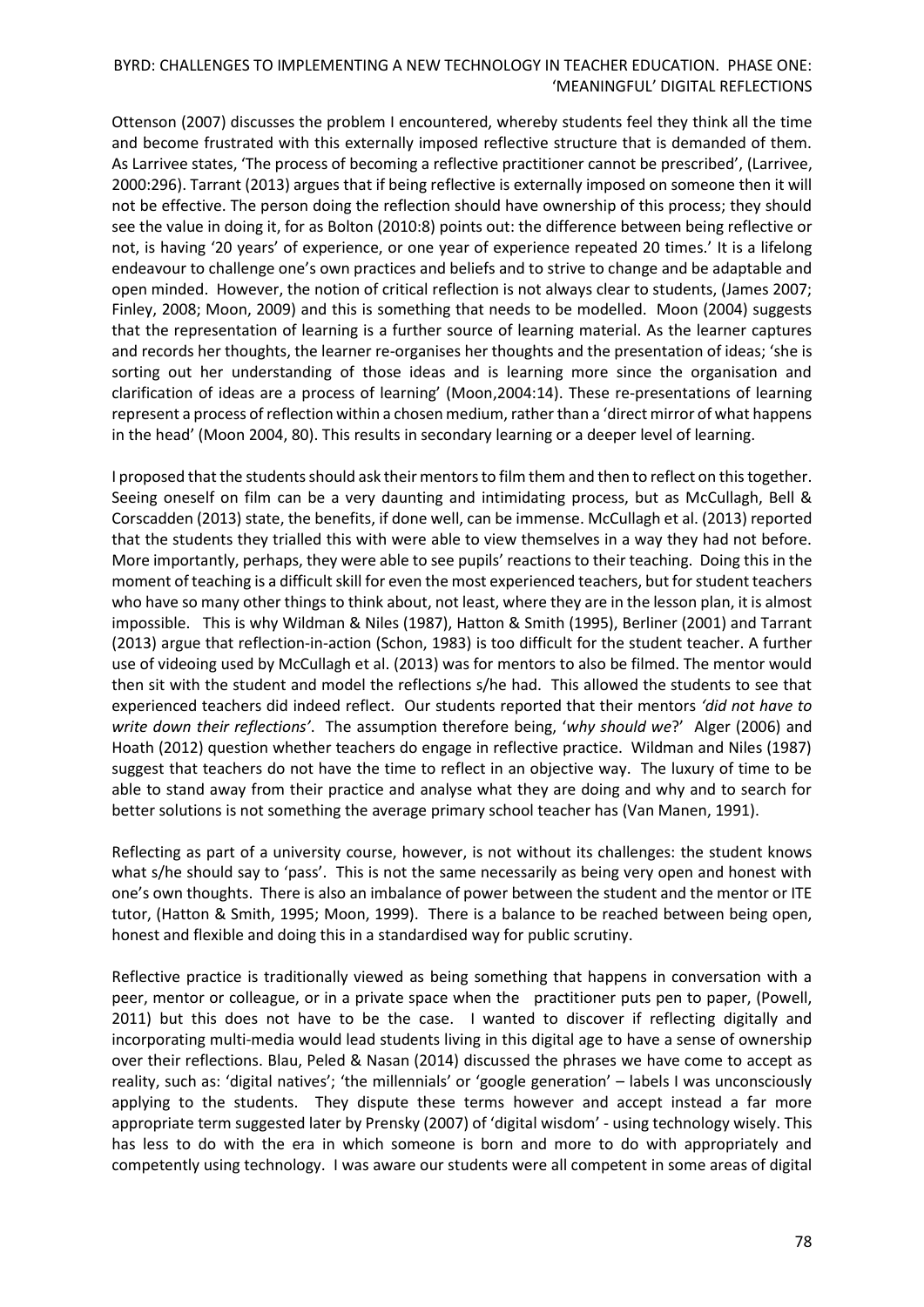Ottenson (2007) discusses the problem I encountered, whereby students feel they think all the time and become frustrated with this externally imposed reflective structure that is demanded of them. As Larrivee states, 'The process of becoming a reflective practitioner cannot be prescribed', (Larrivee, 2000:296). Tarrant (2013) argues that if being reflective is externally imposed on someone then it will not be effective. The person doing the reflection should have ownership of this process; they should see the value in doing it, for as Bolton (2010:8) points out: the difference between being reflective or not, is having '20 years' of experience, or one year of experience repeated 20 times.' It is a lifelong endeavour to challenge one's own practices and beliefs and to strive to change and be adaptable and open minded. However, the notion of critical reflection is not always clear to students, (James 2007; Finley, 2008; Moon, 2009) and this is something that needs to be modelled. Moon (2004) suggests that the representation of learning is a further source of learning material. As the learner captures and records her thoughts, the learner re-organises her thoughts and the presentation of ideas; 'she is sorting out her understanding of those ideas and is learning more since the organisation and clarification of ideas are a process of learning' (Moon,2004:14). These re-presentations of learning represent a process of reflection within a chosen medium, rather than a 'direct mirror of what happens in the head' (Moon 2004, 80). This results in secondary learning or a deeper level of learning.

I proposed that the students should ask their mentors to film them and then to reflect on this together. Seeing oneself on film can be a very daunting and intimidating process, but as McCullagh, Bell & Corscadden (2013) state, the benefits, if done well, can be immense. McCullagh et al. (2013) reported that the students they trialled this with were able to view themselves in a way they had not before. More importantly, perhaps, they were able to see pupils' reactions to their teaching. Doing this in the moment of teaching is a difficult skill for even the most experienced teachers, but for student teachers who have so many other things to think about, not least, where they are in the lesson plan, it is almost impossible. This is why Wildman & Niles (1987), Hatton & Smith (1995), Berliner (2001) and Tarrant (2013) argue that reflection-in-action (Schon, 1983) is too difficult for the student teacher. A further use of videoing used by McCullagh et al. (2013) was for mentors to also be filmed. The mentor would then sit with the student and model the reflections s/he had. This allowed the students to see that experienced teachers did indeed reflect. Our students reported that their mentors *'did not have to write down their reflections'*. The assumption therefore being, '*why should we*?' Alger (2006) and Hoath (2012) question whether teachers do engage in reflective practice. Wildman and Niles (1987) suggest that teachers do not have the time to reflect in an objective way. The luxury of time to be able to stand away from their practice and analyse what they are doing and why and to search for better solutions is not something the average primary school teacher has (Van Manen, 1991).

Reflecting as part of a university course, however, is not without its challenges: the student knows what s/he should say to 'pass'. This is not the same necessarily as being very open and honest with one's own thoughts. There is also an imbalance of power between the student and the mentor or ITE tutor, (Hatton & Smith, 1995; Moon, 1999). There is a balance to be reached between being open, honest and flexible and doing this in a standardised way for public scrutiny.

Reflective practice is traditionally viewed as being something that happens in conversation with a peer, mentor or colleague, or in a private space when the practitioner puts pen to paper, (Powell, 2011) but this does not have to be the case. I wanted to discover if reflecting digitally and incorporating multi-media would lead students living in this digital age to have a sense of ownership over their reflections. Blau, Peled & Nasan (2014) discussed the phrases we have come to accept as reality, such as: 'digital natives'; 'the millennials' or 'google generation' – labels I was unconsciously applying to the students. They dispute these terms however and accept instead a far more appropriate term suggested later by Prensky (2007) of 'digital wisdom' - using technology wisely. This has less to do with the era in which someone is born and more to do with appropriately and competently using technology. I was aware our students were all competent in some areas of digital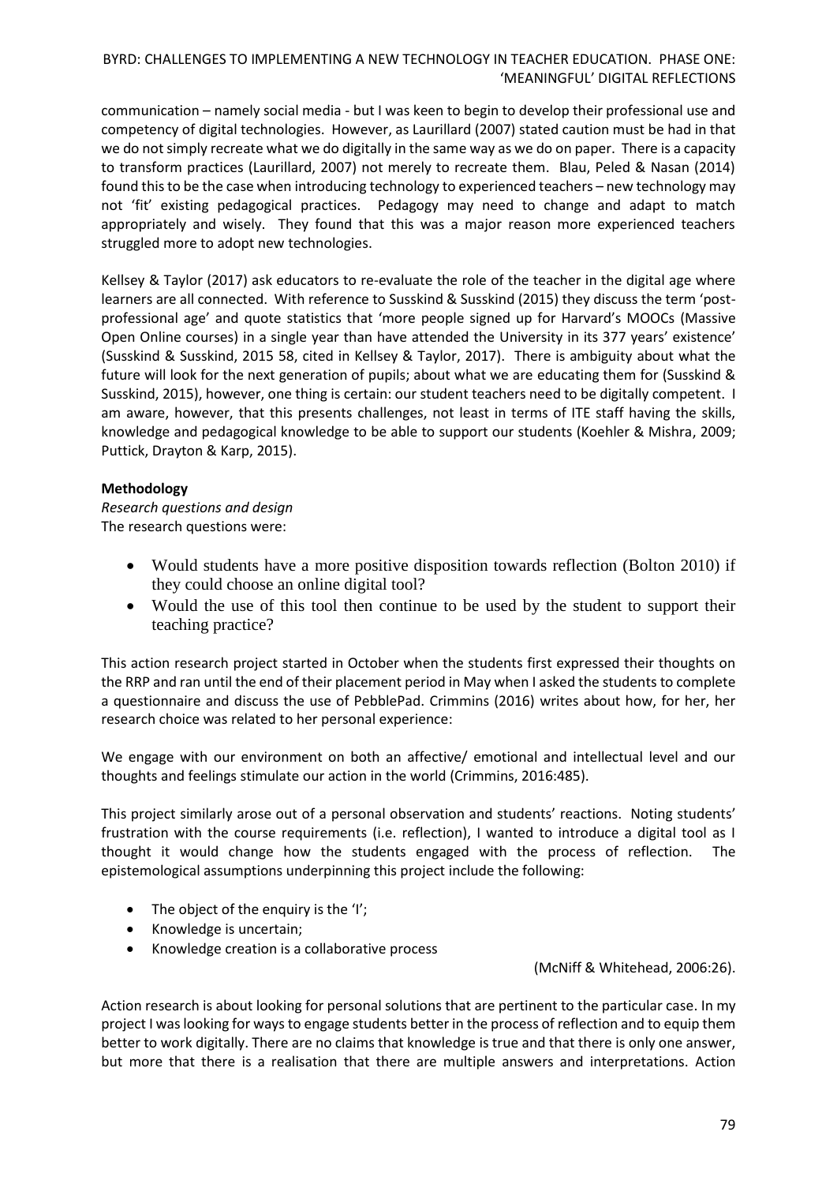communication – namely social media - but I was keen to begin to develop their professional use and competency of digital technologies. However, as Laurillard (2007) stated caution must be had in that we do not simply recreate what we do digitally in the same way as we do on paper. There is a capacity to transform practices (Laurillard, 2007) not merely to recreate them. Blau, Peled & Nasan (2014) found this to be the case when introducing technology to experienced teachers – new technology may not 'fit' existing pedagogical practices. Pedagogy may need to change and adapt to match appropriately and wisely. They found that this was a major reason more experienced teachers struggled more to adopt new technologies.

Kellsey & Taylor (2017) ask educators to re-evaluate the role of the teacher in the digital age where learners are all connected. With reference to Susskind & Susskind (2015) they discuss the term 'post-professional age' and quote statistics that 'more people signed up for Harvard's MOOCs (Massive Open Online courses) in a single year than have attended the University in its 377 years' existence' (Susskind & Susskind, 2015 58, cited in Kellsey & Taylor, 2017). There is ambiguity about what the future will look for the next generation of pupils; about what we are educating them for (Susskind & Susskind, 2015), however, one thing is certain: our student teachers need to be digitally competent. I am aware, however, that this presents challenges, not least in terms of ITE staff having the skills, knowledge and pedagogical knowledge to be able to support our students (Koehler & Mishra, 2009; Puttick, Drayton & Karp, 2015).

**Methodology**

*Research questions and design*

The research questions were:

- Would students have a more positive disposition towards reflection (Bolton 2010) if they could choose an online digital tool?
- Would the use of this tool then continue to be used by the student to support their teaching practice?

This action research project started in October when the students first expressed their thoughts on the RRP and ran until the end of their placement period in May when I asked the students to complete a questionnaire and discuss the use of PebblePad. Crimmins (2016) writes about how, for her, her research choice was related to her personal experience:

We engage with our environment on both an affective/ emotional and intellectual level and our thoughts and feelings stimulate our action in the world (Crimmins, 2016:485).

This project similarly arose out of a personal observation and students' reactions. Noting students' frustration with the course requirements (i.e. reflection), I wanted to introduce a digital tool as I thought it would change how the students engaged with the process of reflection. The epistemological assumptions underpinning this project include the following:

- The object of the enquiry is the 'I';
- Knowledge is uncertain;
- Knowledge creation is a collaborative process

(McNiff & Whitehead, 2006:26).

Action research is about looking for personal solutions that are pertinent to the particular case. In my project I was looking for ways to engage students better in the process of reflection and to equip them better to work digitally. There are no claims that knowledge is true and that there is only one answer, but more that there is a realisation that there are multiple answers and interpretations. Action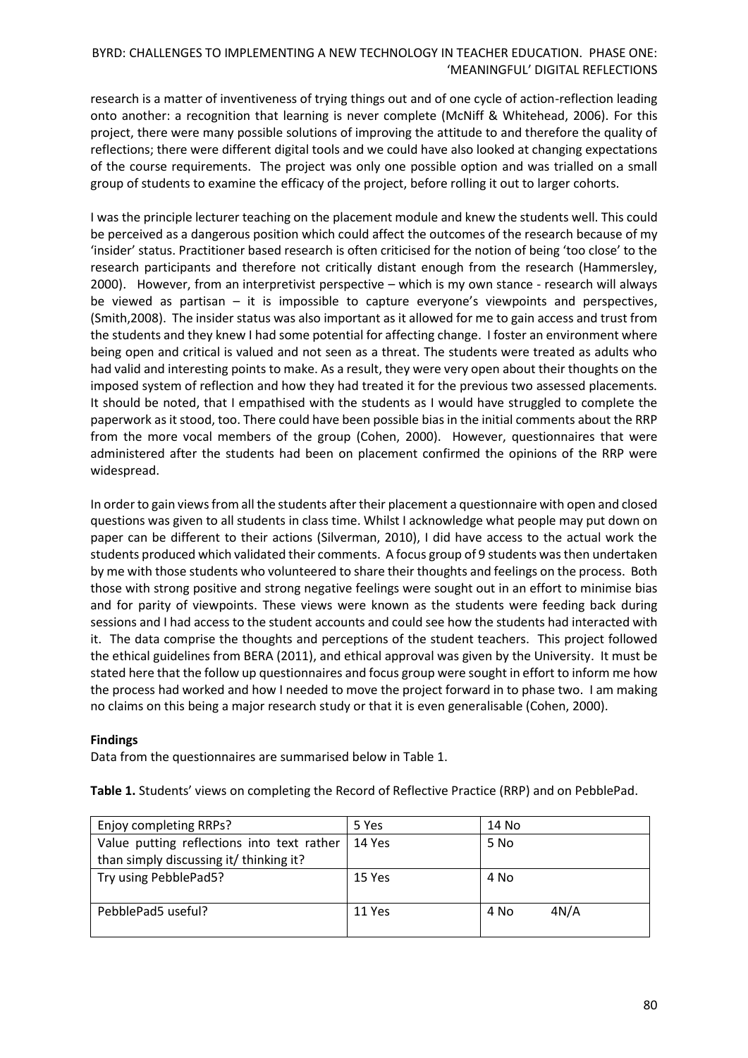research is a matter of inventiveness of trying things out and of one cycle of action-reflection leading onto another: a recognition that learning is never complete (McNiff & Whitehead, 2006). For this project, there were many possible solutions of improving the attitude to and therefore the quality of reflections; there were different digital tools and we could have also looked at changing expectations of the course requirements. The project was only one possible option and was trialled on a small group of students to examine the efficacy of the project, before rolling it out to larger cohorts.

I was the principle lecturer teaching on the placement module and knew the students well. This could be perceived as a dangerous position which could affect the outcomes of the research because of my 'insider' status. Practitioner based research is often criticised for the notion of being 'too close' to the research participants and therefore not critically distant enough from the research (Hammersley, 2000). However, from an interpretivist perspective – which is my own stance - research will always be viewed as partisan – it is impossible to capture everyone's viewpoints and perspectives, (Smith,2008). The insider status was also important as it allowed for me to gain access and trust from the students and they knew I had some potential for affecting change. I foster an environment where being open and critical is valued and not seen as a threat. The students were treated as adults who had valid and interesting points to make. As a result, they were very open about their thoughts on the imposed system of reflection and how they had treated it for the previous two assessed placements. It should be noted, that I empathised with the students as I would have struggled to complete the paperwork as it stood, too. There could have been possible bias in the initial comments about the RRP from the more vocal members of the group (Cohen, 2000). However, questionnaires that were administered after the students had been on placement confirmed the opinions of the RRP were widespread.

In order to gain views from all the students after their placement a questionnaire with open and closed questions was given to all students in class time. Whilst I acknowledge what people may put down on paper can be different to their actions (Silverman, 2010), I did have access to the actual work the students produced which validated their comments. A focus group of 9 students was then undertaken by me with those students who volunteered to share their thoughts and feelings on the process. Both those with strong positive and strong negative feelings were sought out in an effort to minimise bias and for parity of viewpoints. These views were known as the students were feeding back during sessions and I had access to the student accounts and could see how the students had interacted with it. The data comprise the thoughts and perceptions of the student teachers. This project followed the ethical guidelines from BERA (2011), and ethical approval was given by the University. It must be stated here that the follow up questionnaires and focus group were sought in effort to inform me how the process had worked and how I needed to move the project forward in to phase two. I am making no claims on this being a major research study or that it is even generalisable (Cohen, 2000).

**Findings**

Data from the questionnaires are summarised below in Table 1.

**Table 1.** Students' views on completing the Record of Reflective Practice (RRP) and on PebblePad.

| Enjoy completing RRPs? | 5 Yes | 14 No |
|---|---|---|
| Value putting reflections into text rather than simply discussing it/ thinking it? | 14 Yes | 5 No |
| Try using PebblePad5? | 15 Yes | 4 No |
| PebblePad5 useful? | 11 Yes | 4 No 4N/A |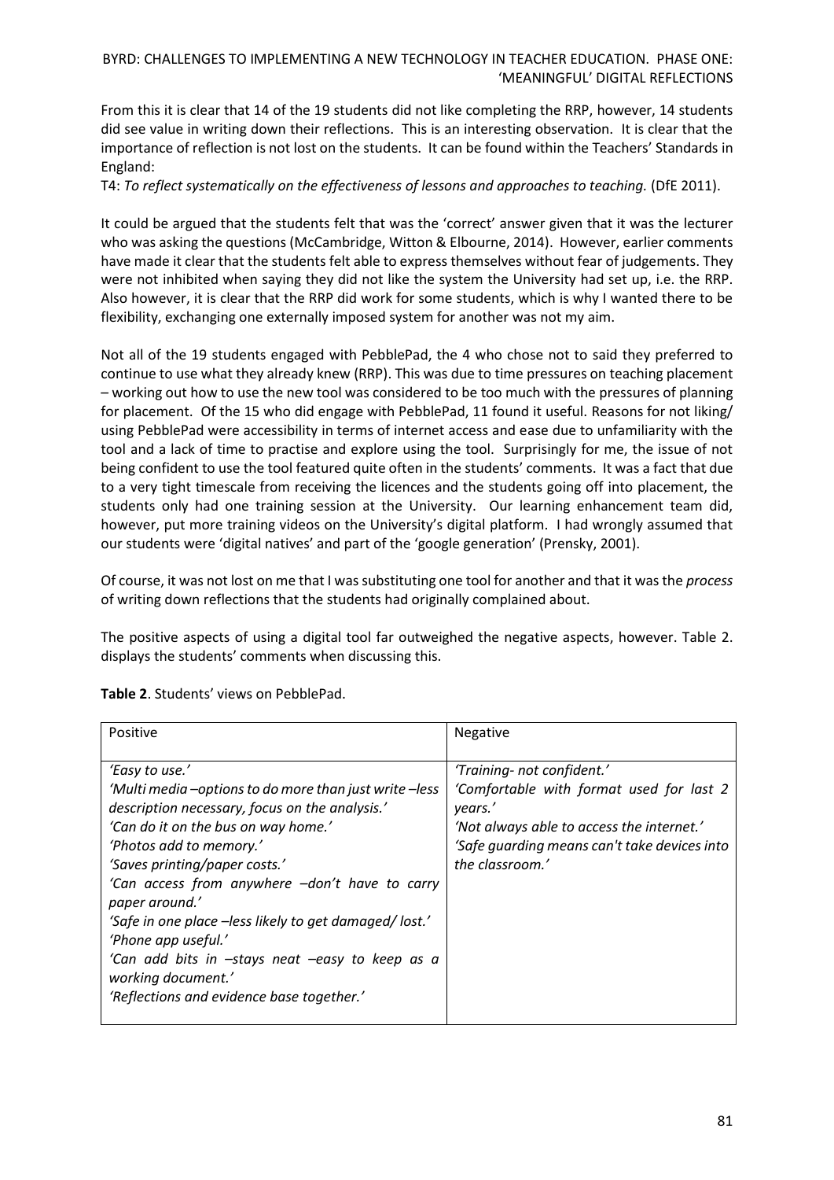From this it is clear that 14 of the 19 students did not like completing the RRP, however, 14 students did see value in writing down their reflections. This is an interesting observation. It is clear that the importance of reflection is not lost on the students. It can be found within the Teachers' Standards in England:

T4: *To reflect systematically on the effectiveness of lessons and approaches to teaching.* (DfE 2011).

It could be argued that the students felt that was the 'correct' answer given that it was the lecturer who was asking the questions (McCambridge, Witton & Elbourne, 2014). However, earlier comments have made it clear that the students felt able to express themselves without fear of judgements. They were not inhibited when saying they did not like the system the University had set up, i.e. the RRP. Also however, it is clear that the RRP did work for some students, which is why I wanted there to be flexibility, exchanging one externally imposed system for another was not my aim.

Not all of the 19 students engaged with PebblePad, the 4 who chose not to said they preferred to continue to use what they already knew (RRP). This was due to time pressures on teaching placement – working out how to use the new tool was considered to be too much with the pressures of planning for placement. Of the 15 who did engage with PebblePad, 11 found it useful. Reasons for not liking/ using PebblePad were accessibility in terms of internet access and ease due to unfamiliarity with the tool and a lack of time to practise and explore using the tool. Surprisingly for me, the issue of not being confident to use the tool featured quite often in the students' comments. It was a fact that due to a very tight timescale from receiving the licences and the students going off into placement, the students only had one training session at the University. Our learning enhancement team did, however, put more training videos on the University's digital platform. I had wrongly assumed that our students were 'digital natives' and part of the 'google generation' (Prensky, 2001).

Of course, it was not lost on me that I was substituting one tool for another and that it was the *process* of writing down reflections that the students had originally complained about.

The positive aspects of using a digital tool far outweighed the negative aspects, however. Table 2. displays the students' comments when discussing this.

**Table 2**. Students' views on PebblePad.

| Positive | Negative |
| --- | --- |
| *'Easy to use.'*<br>*'Multi media –options to do more than just write –less description necessary, focus on the analysis.'*<br>*'Can do it on the bus on way home.'*<br>*'Photos add to memory.'*<br>*'Saves printing/paper costs.'*<br>*'Can access from anywhere –don't have to carry paper around.'*<br>*'Safe in one place –less likely to get damaged/ lost.'*<br>*'Phone app useful.'*<br>*'Can add bits in –stays neat –easy to keep as a working document.'*<br>*'Reflections and evidence base together.'* | *'Training- not confident.'*<br>*'Comfortable with format used for last 2 years.'*<br>*'Not always able to access the internet.'*<br>*'Safe guarding means can't take devices into the classroom.'* |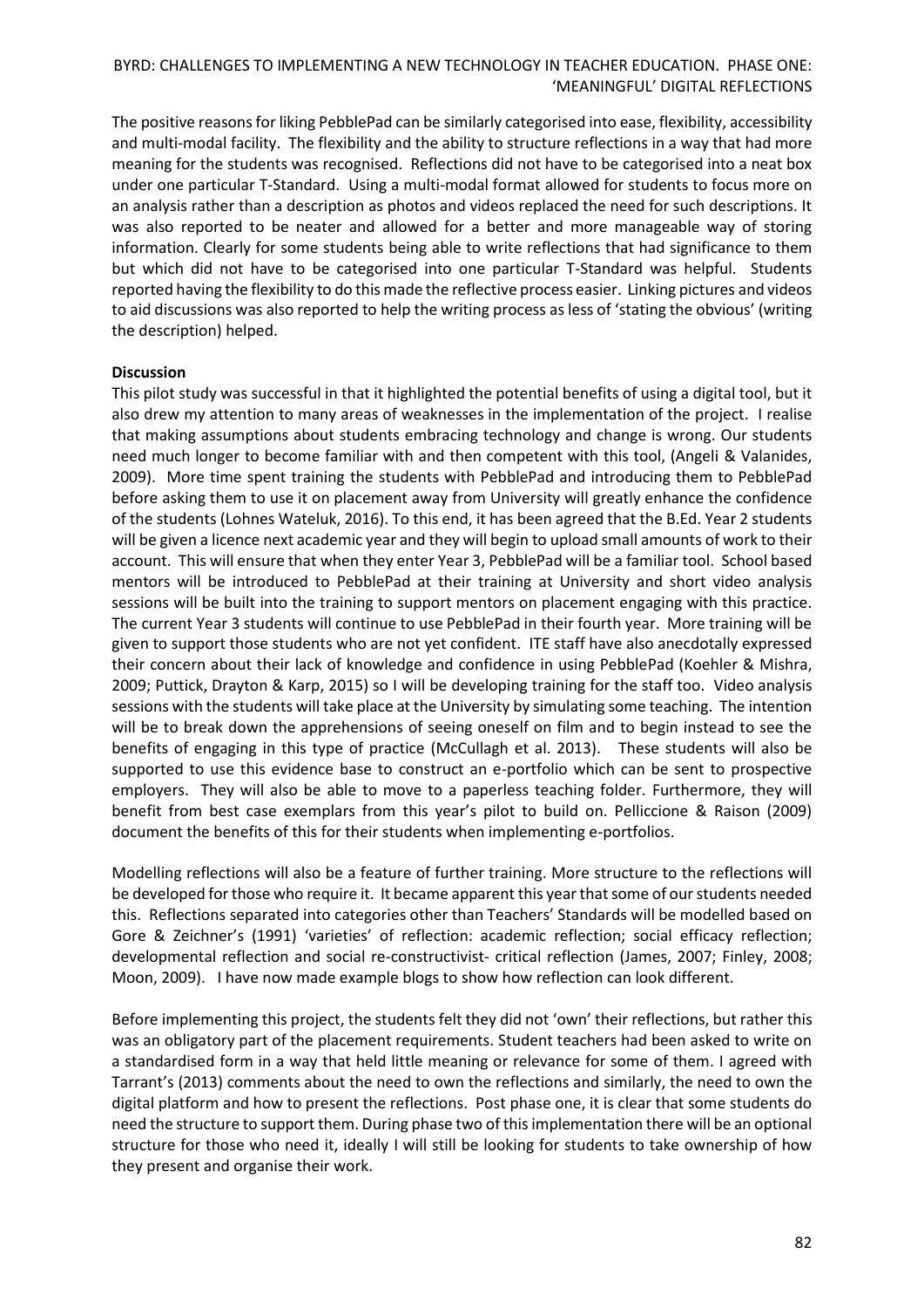The positive reasons for liking PebblePad can be similarly categorised into ease, flexibility, accessibility and multi-modal facility. The flexibility and the ability to structure reflections in a way that had more meaning for the students was recognised. Reflections did not have to be categorised into a neat box under one particular T-Standard. Using a multi-modal format allowed for students to focus more on an analysis rather than a description as photos and videos replaced the need for such descriptions. It was also reported to be neater and allowed for a better and more manageable way of storing information. Clearly for some students being able to write reflections that had significance to them but which did not have to be categorised into one particular T-Standard was helpful. Students reported having the flexibility to do this made the reflective process easier. Linking pictures and videos to aid discussions was also reported to help the writing process as less of 'stating the obvious' (writing the description) helped.

**Discussion**

This pilot study was successful in that it highlighted the potential benefits of using a digital tool, but it also drew my attention to many areas of weaknesses in the implementation of the project. I realise that making assumptions about students embracing technology and change is wrong. Our students need much longer to become familiar with and then competent with this tool, (Angeli & Valanides, 2009). More time spent training the students with PebblePad and introducing them to PebblePad before asking them to use it on placement away from University will greatly enhance the confidence of the students (Lohnes Wateluk, 2016). To this end, it has been agreed that the B.Ed. Year 2 students will be given a licence next academic year and they will begin to upload small amounts of work to their account. This will ensure that when they enter Year 3, PebblePad will be a familiar tool. School based mentors will be introduced to PebblePad at their training at University and short video analysis sessions will be built into the training to support mentors on placement engaging with this practice. The current Year 3 students will continue to use PebblePad in their fourth year. More training will be given to support those students who are not yet confident. ITE staff have also anecdotally expressed their concern about their lack of knowledge and confidence in using PebblePad (Koehler & Mishra, 2009; Puttick, Drayton & Karp, 2015) so I will be developing training for the staff too. Video analysis sessions with the students will take place at the University by simulating some teaching. The intention will be to break down the apprehensions of seeing oneself on film and to begin instead to see the benefits of engaging in this type of practice (McCullagh et al. 2013). These students will also be supported to use this evidence base to construct an e-portfolio which can be sent to prospective employers. They will also be able to move to a paperless teaching folder. Furthermore, they will benefit from best case exemplars from this year's pilot to build on. Pelliccione & Raison (2009) document the benefits of this for their students when implementing e-portfolios.

Modelling reflections will also be a feature of further training. More structure to the reflections will be developed for those who require it. It became apparent this year that some of our students needed this. Reflections separated into categories other than Teachers' Standards will be modelled based on Gore & Zeichner's (1991) 'varieties' of reflection: academic reflection; social efficacy reflection; developmental reflection and social re-constructivist- critical reflection (James, 2007; Finley, 2008; Moon, 2009). I have now made example blogs to show how reflection can look different.

Before implementing this project, the students felt they did not 'own' their reflections, but rather this was an obligatory part of the placement requirements. Student teachers had been asked to write on a standardised form in a way that held little meaning or relevance for some of them. I agreed with Tarrant's (2013) comments about the need to own the reflections and similarly, the need to own the digital platform and how to present the reflections. Post phase one, it is clear that some students do need the structure to support them. During phase two of this implementation there will be an optional structure for those who need it, ideally I will still be looking for students to take ownership of how they present and organise their work.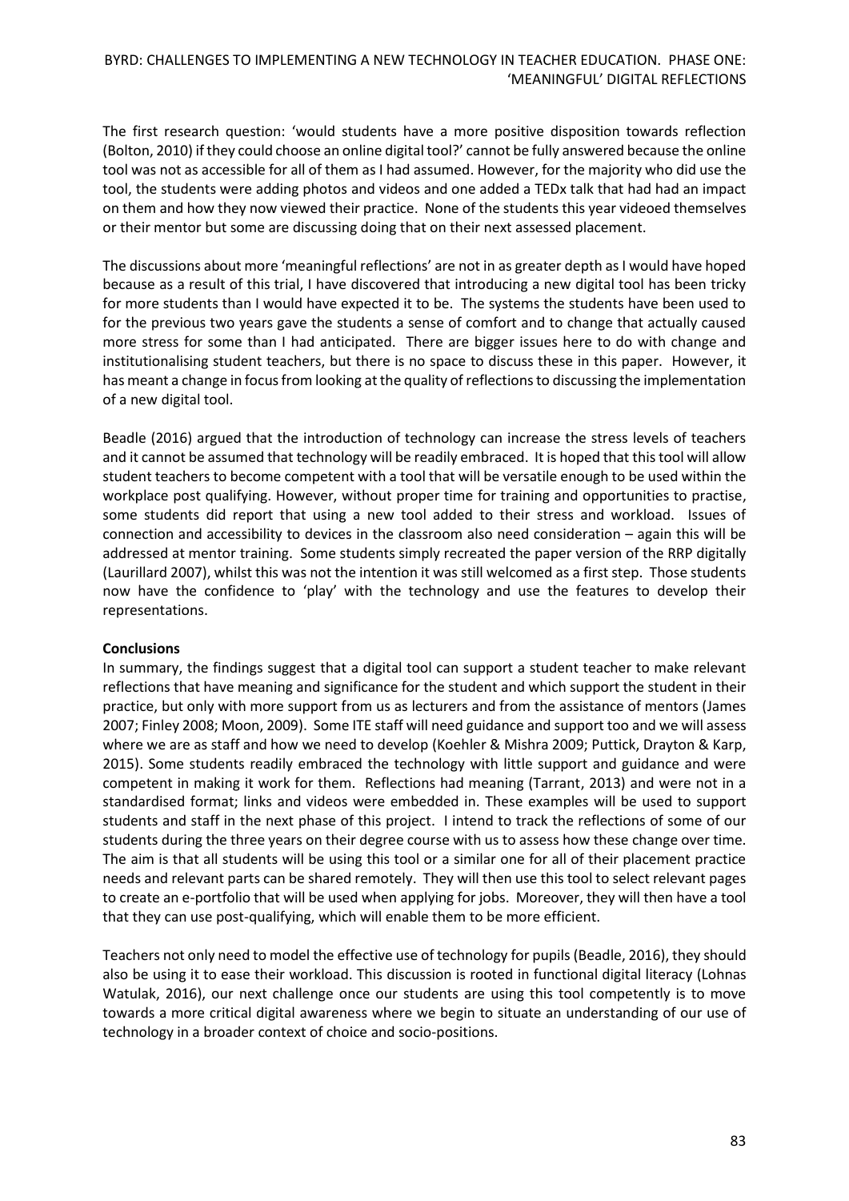The first research question: 'would students have a more positive disposition towards reflection (Bolton, 2010) if they could choose an online digital tool?' cannot be fully answered because the online tool was not as accessible for all of them as I had assumed. However, for the majority who did use the tool, the students were adding photos and videos and one added a TEDx talk that had had an impact on them and how they now viewed their practice. None of the students this year videoed themselves or their mentor but some are discussing doing that on their next assessed placement.

The discussions about more 'meaningful reflections' are not in as greater depth as I would have hoped because as a result of this trial, I have discovered that introducing a new digital tool has been tricky for more students than I would have expected it to be. The systems the students have been used to for the previous two years gave the students a sense of comfort and to change that actually caused more stress for some than I had anticipated. There are bigger issues here to do with change and institutionalising student teachers, but there is no space to discuss these in this paper. However, it has meant a change in focus from looking at the quality of reflections to discussing the implementation of a new digital tool.

Beadle (2016) argued that the introduction of technology can increase the stress levels of teachers and it cannot be assumed that technology will be readily embraced. It is hoped that this tool will allow student teachers to become competent with a tool that will be versatile enough to be used within the workplace post qualifying. However, without proper time for training and opportunities to practise, some students did report that using a new tool added to their stress and workload. Issues of connection and accessibility to devices in the classroom also need consideration – again this will be addressed at mentor training. Some students simply recreated the paper version of the RRP digitally (Laurillard 2007), whilst this was not the intention it was still welcomed as a first step. Those students now have the confidence to 'play' with the technology and use the features to develop their representations.

**Conclusions**

In summary, the findings suggest that a digital tool can support a student teacher to make relevant reflections that have meaning and significance for the student and which support the student in their practice, but only with more support from us as lecturers and from the assistance of mentors (James 2007; Finley 2008; Moon, 2009). Some ITE staff will need guidance and support too and we will assess where we are as staff and how we need to develop (Koehler & Mishra 2009; Puttick, Drayton & Karp, 2015). Some students readily embraced the technology with little support and guidance and were competent in making it work for them. Reflections had meaning (Tarrant, 2013) and were not in a standardised format; links and videos were embedded in. These examples will be used to support students and staff in the next phase of this project. I intend to track the reflections of some of our students during the three years on their degree course with us to assess how these change over time. The aim is that all students will be using this tool or a similar one for all of their placement practice needs and relevant parts can be shared remotely. They will then use this tool to select relevant pages to create an e-portfolio that will be used when applying for jobs. Moreover, they will then have a tool that they can use post-qualifying, which will enable them to be more efficient.

Teachers not only need to model the effective use of technology for pupils (Beadle, 2016), they should also be using it to ease their workload. This discussion is rooted in functional digital literacy (Lohnas Watulak, 2016), our next challenge once our students are using this tool competently is to move towards a more critical digital awareness where we begin to situate an understanding of our use of technology in a broader context of choice and socio-positions.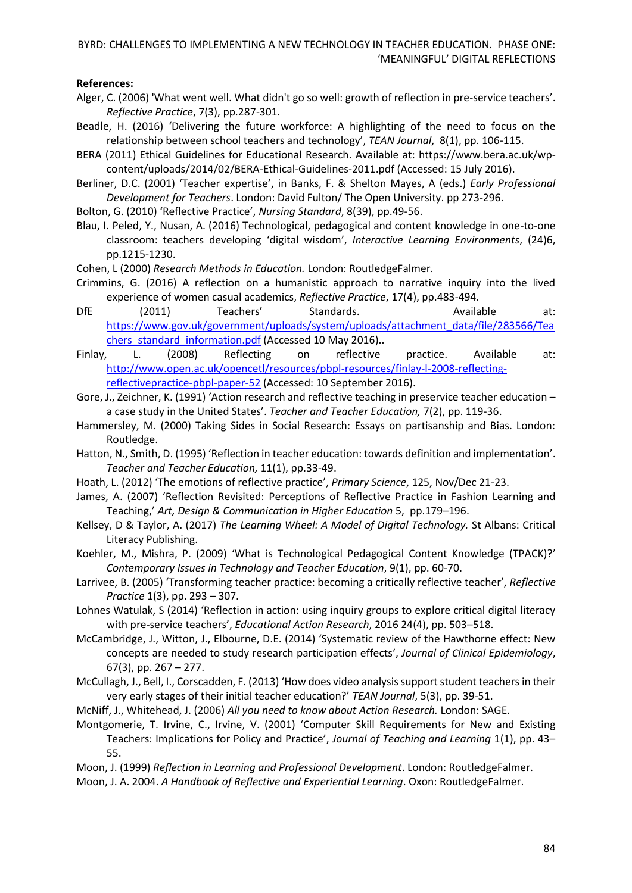**References:**

Alger, C. (2006) 'What went well. What didn't go so well: growth of reflection in pre-service teachers'. *Reflective Practice*, 7(3), pp.287-301.

Beadle, H. (2016) 'Delivering the future workforce: A highlighting of the need to focus on the relationship between school teachers and technology', *TEAN Journal*, 8(1), pp. 106-115.

BERA (2011) Ethical Guidelines for Educational Research. Available at: https://www.bera.ac.uk/wp-content/uploads/2014/02/BERA-Ethical-Guidelines-2011.pdf (Accessed: 15 July 2016).

Berliner, D.C. (2001) 'Teacher expertise', in Banks, F. & Shelton Mayes, A (eds.) *Early Professional Development for Teachers*. London: David Fulton/ The Open University. pp 273-296.

Bolton, G. (2010) 'Reflective Practice', *Nursing Standard*, 8(39), pp.49-56.

Blau, I. Peled, Y., Nusan, A. (2016) Technological, pedagogical and content knowledge in one-to-one classroom: teachers developing 'digital wisdom', *Interactive Learning Environments*, (24)6, pp.1215-1230.

Cohen, L (2000) *Research Methods in Education.* London: RoutledgeFalmer.

Crimmins, G. (2016) A reflection on a humanistic approach to narrative inquiry into the lived experience of women casual academics, *Reflective Practice*, 17(4), pp.483-494.

DfE (2011) Teachers' Standards. Available at: https://www.gov.uk/government/uploads/system/uploads/attachment_data/file/283566/Teachers_standard_information.pdf (Accessed 10 May 2016)..

Finlay, L. (2008) Reflecting on reflective practice. Available at: http://www.open.ac.uk/opencetl/resources/pbpl-resources/finlay-l-2008-reflecting-reflectivepractice-pbpl-paper-52 (Accessed: 10 September 2016).

Gore, J., Zeichner, K. (1991) 'Action research and reflective teaching in preservice teacher education – a case study in the United States'. *Teacher and Teacher Education,* 7(2), pp. 119-36.

Hammersley, M. (2000) Taking Sides in Social Research: Essays on partisanship and Bias. London: Routledge.

Hatton, N., Smith, D. (1995) 'Reflection in teacher education: towards definition and implementation'. *Teacher and Teacher Education,* 11(1), pp.33-49.

Hoath, L. (2012) 'The emotions of reflective practice', *Primary Science*, 125, Nov/Dec 21-23.

James, A. (2007) 'Reflection Revisited: Perceptions of Reflective Practice in Fashion Learning and Teaching,' *Art, Design & Communication in Higher Education* 5, pp.179–196.

Kellsey, D & Taylor, A. (2017) *The Learning Wheel: A Model of Digital Technology.* St Albans: Critical Literacy Publishing.

Koehler, M., Mishra, P. (2009) 'What is Technological Pedagogical Content Knowledge (TPACK)?' *Contemporary Issues in Technology and Teacher Education*, 9(1), pp. 60-70.

Larrivee, B. (2005) 'Transforming teacher practice: becoming a critically reflective teacher', *Reflective Practice* 1(3), pp. 293 – 307.

Lohnes Watulak, S (2014) 'Reflection in action: using inquiry groups to explore critical digital literacy with pre-service teachers', *Educational Action Research*, 2016 24(4), pp. 503–518.

McCambridge, J., Witton, J., Elbourne, D.E. (2014) 'Systematic review of the Hawthorne effect: New concepts are needed to study research participation effects', *Journal of Clinical Epidemiology*, 67(3), pp. 267 – 277.

McCullagh, J., Bell, I., Corscadden, F. (2013) 'How does video analysis support student teachers in their very early stages of their initial teacher education?' *TEAN Journal*, 5(3), pp. 39-51.

McNiff, J., Whitehead, J. (2006) *All you need to know about Action Research.* London: SAGE.

Montgomerie, T. Irvine, C., Irvine, V. (2001) 'Computer Skill Requirements for New and Existing Teachers: Implications for Policy and Practice', *Journal of Teaching and Learning* 1(1), pp. 43–55.

Moon, J. (1999) *Reflection in Learning and Professional Development*. London: RoutledgeFalmer.

Moon, J. A. 2004. *A Handbook of Reflective and Experiential Learning*. Oxon: RoutledgeFalmer.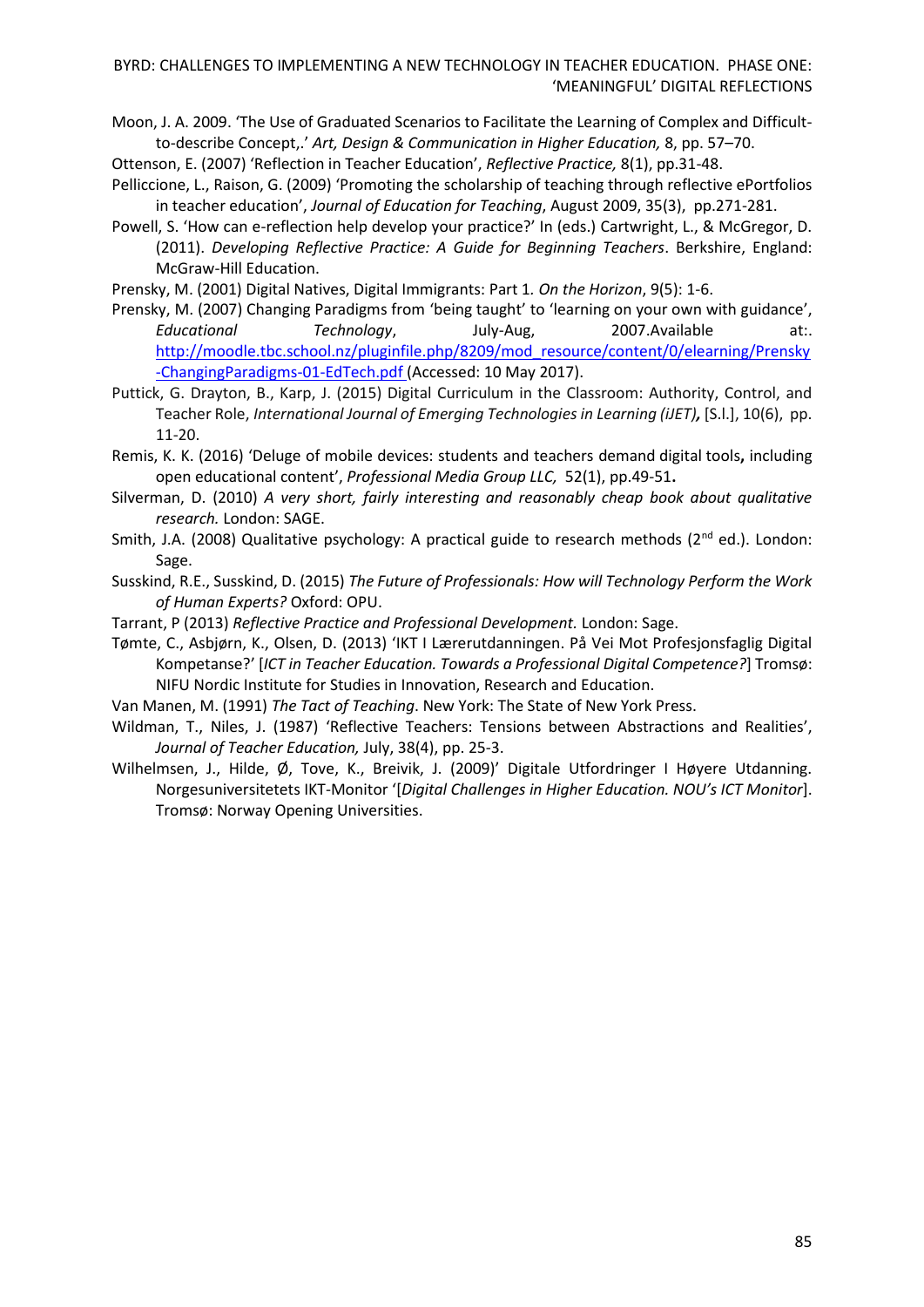Moon, J. A. 2009. 'The Use of Graduated Scenarios to Facilitate the Learning of Complex and Difficult-to-describe Concept,.' *Art, Design & Communication in Higher Education,* 8, pp. 57–70.

Ottenson, E. (2007) 'Reflection in Teacher Education', *Reflective Practice,* 8(1), pp.31-48.

Pelliccione, L., Raison, G. (2009) 'Promoting the scholarship of teaching through reflective ePortfolios in teacher education', *Journal of Education for Teaching*, August 2009, 35(3), pp.271-281.

Powell, S. 'How can e-reflection help develop your practice?' In (eds.) Cartwright, L., & McGregor, D. (2011). *Developing Reflective Practice: A Guide for Beginning Teachers*. Berkshire, England: McGraw-Hill Education.

Prensky, M. (2001) Digital Natives, Digital Immigrants: Part 1. *On the Horizon*, 9(5): 1-6.

Prensky, M. (2007) Changing Paradigms from 'being taught' to 'learning on your own with guidance', *Educational Technology*, July-Aug, 2007.Available at:. http://moodle.tbc.school.nz/pluginfile.php/8209/mod_resource/content/0/elearning/Prensky-ChangingParadigms-01-EdTech.pdf (Accessed: 10 May 2017).

Puttick, G. Drayton, B., Karp, J. (2015) Digital Curriculum in the Classroom: Authority, Control, and Teacher Role, *International Journal of Emerging Technologies in Learning (iJET)***,** [S.l.], 10(6), pp. 11-20.

Remis, K. K. (2016) 'Deluge of mobile devices: students and teachers demand digital tools**,** including open educational content', *Professional Media Group LLC,* 52(1), pp.49-51**.**

Silverman, D. (2010) *A very short, fairly interesting and reasonably cheap book about qualitative research.* London: SAGE.

Smith, J.A. (2008) Qualitative psychology: A practical guide to research methods (2nd ed.). London: Sage.

Susskind, R.E., Susskind, D. (2015) *The Future of Professionals: How will Technology Perform the Work of Human Experts?* Oxford: OPU.

Tarrant, P (2013) *Reflective Practice and Professional Development.* London: Sage.

Tømte, C., Asbjørn, K., Olsen, D. (2013) 'IKT I Lærerutdanningen. På Vei Mot Profesjonsfaglig Digital Kompetanse?' [*ICT in Teacher Education. Towards a Professional Digital Competence?*] Tromsø: NIFU Nordic Institute for Studies in Innovation, Research and Education.

Van Manen, M. (1991) *The Tact of Teaching*. New York: The State of New York Press.

Wildman, T., Niles, J. (1987) 'Reflective Teachers: Tensions between Abstractions and Realities', *Journal of Teacher Education,* July, 38(4), pp. 25-3.

Wilhelmsen, J., Hilde, Ø, Tove, K., Breivik, J. (2009)' Digitale Utfordringer I Høyere Utdanning. Norgesuniversitetets IKT-Monitor '[*Digital Challenges in Higher Education. NOU's ICT Monitor*]. Tromsø: Norway Opening Universities.